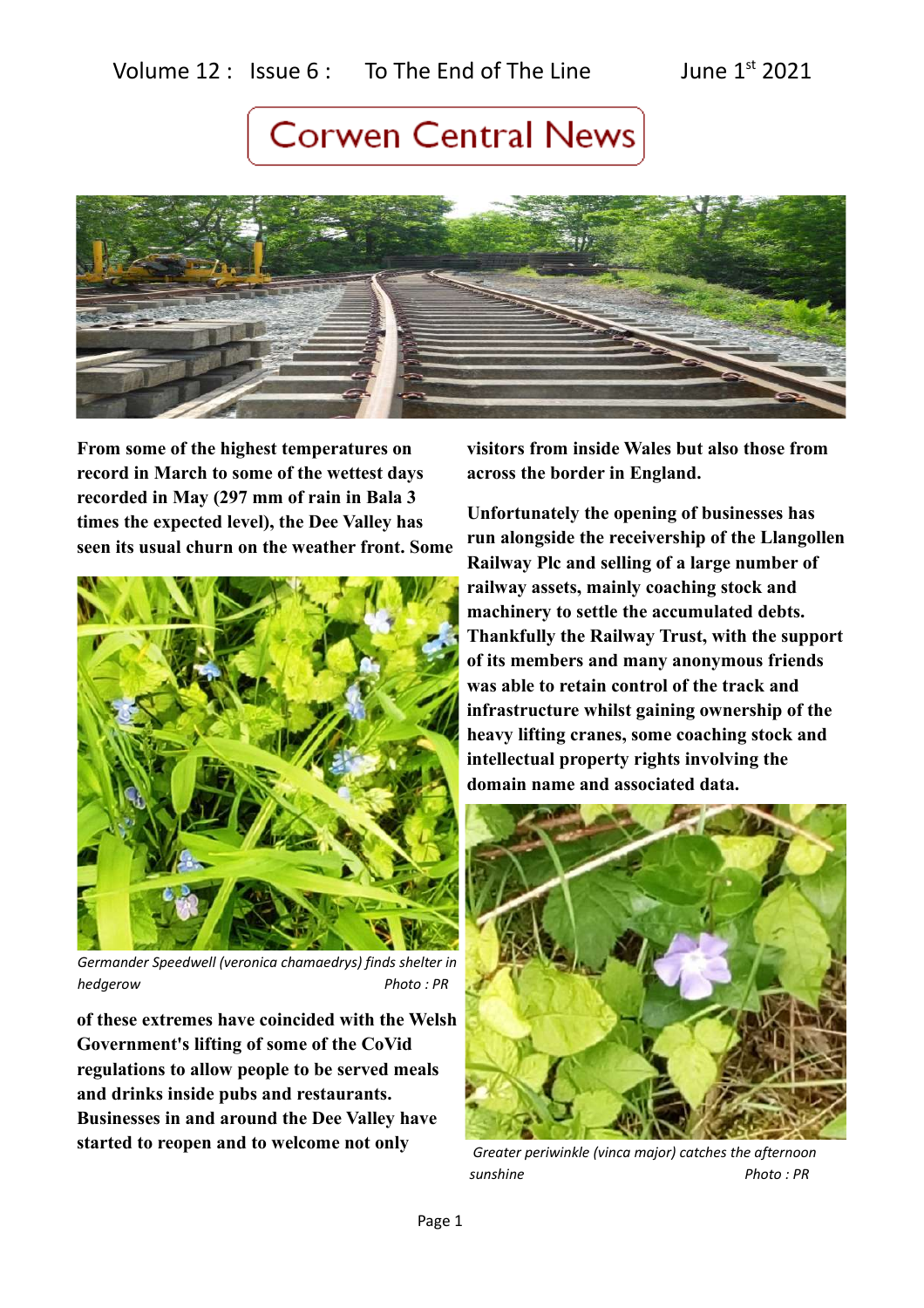Volume 12 : Issue 6 : To The End of The Line June 1st 2021

# Corwen Central News

**From some of the highest temperatures on record in March to some of the wettest days recorded in May (297 mm of rain in Bala 3 times the expected level), the Dee Valley has seen its usual churn on the weather front. Some of these extremes have coincided with the Welsh Government's lifting of some of the CoVid regulations to allow people to be served meals and drinks inside pubs and restaurants. Businesses in and around the Dee Valley have started to reopen and to welcome not only visitors from inside Wales but also those from across the border in England.**

*Germander Speedwell (veronica chamaedrys) finds shelter in hedgerow* *Photo : PR*

**Unfortunately the opening of businesses has run alongside the receivership of the Llangollen Railway Plc and selling of a large number of railway assets, mainly coaching stock and machinery to settle the accumulated debts. Thankfully the Railway Trust, with the support of its members and many anonymous friends was able to retain control of the track and infrastructure whilst gaining ownership of the heavy lifting cranes, some coaching stock and intellectual property rights involving the domain name and associated data.**

*Greater periwinkle (vinca major) catches the afternoon sunshine* *Photo : PR*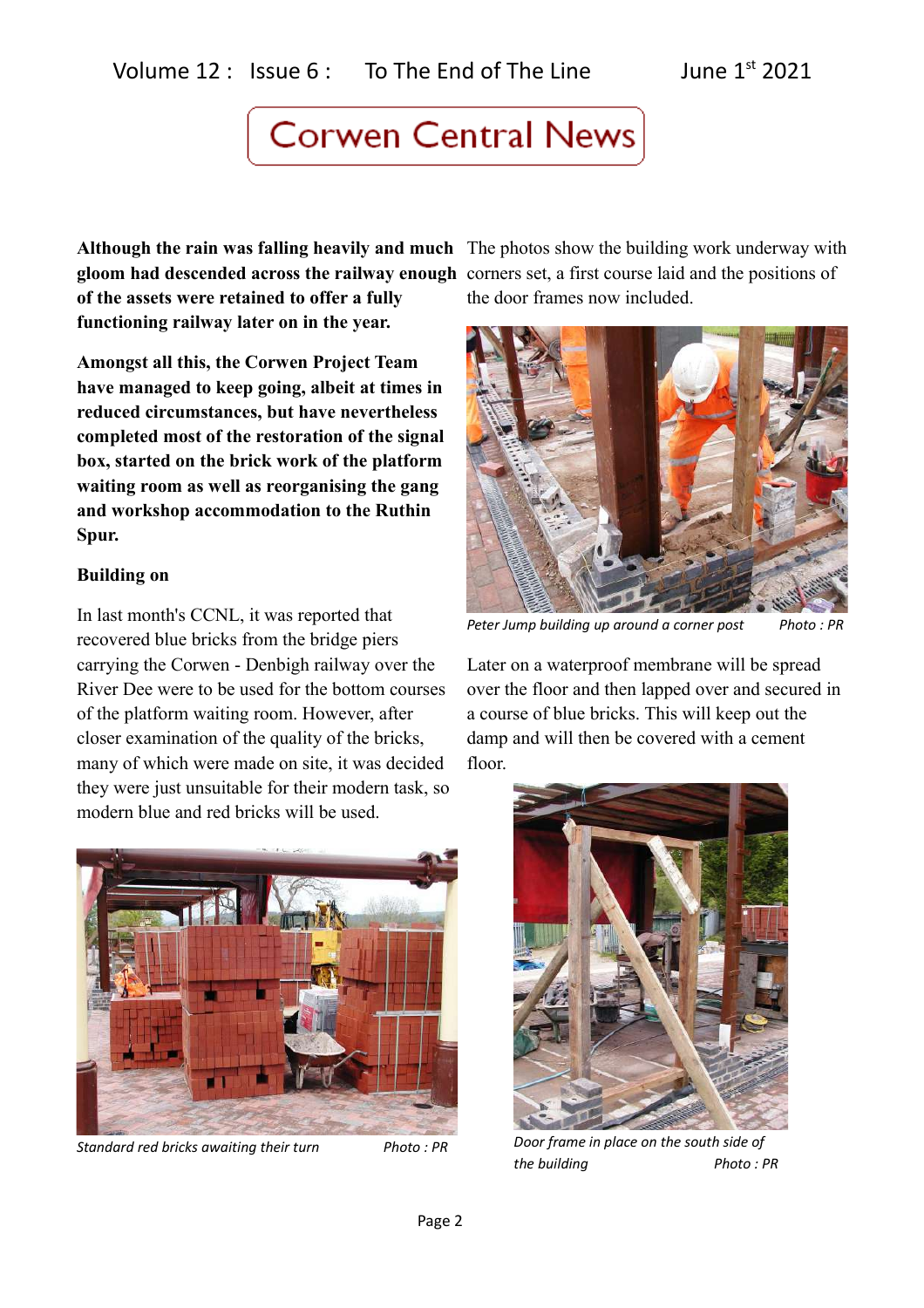# Corwen Central News

**Although the rain was falling heavily and much gloom had descended across the railway enough of the assets were retained to offer a fully functioning railway later on in the year.**

**Amongst all this, the Corwen Project Team have managed to keep going, albeit at times in reduced circumstances, but have nevertheless completed most of the restoration of the signal box, started on the brick work of the platform waiting room as well as reorganising the gang and workshop accommodation to the Ruthin Spur.**

## Building on

In last month's CCNL, it was reported that recovered blue bricks from the bridge piers carrying the Corwen - Denbigh railway over the River Dee were to be used for the bottom courses of the platform waiting room. However, after closer examination of the quality of the bricks, many of which were made on site, it was decided they were just unsuitable for their modern task, so modern blue and red bricks will be used.

*Standard red bricks awaiting their turn* *Photo : PR*

The photos show the building work underway with corners set, a first course laid and the positions of the door frames now included.

*Peter Jump building up around a corner post* *Photo : PR*

Later on a waterproof membrane will be spread over the floor and then lapped over and secured in a course of blue bricks. This will keep out the damp and will then be covered with a cement floor.

*Door frame in place on the south side of the building* *Photo : PR*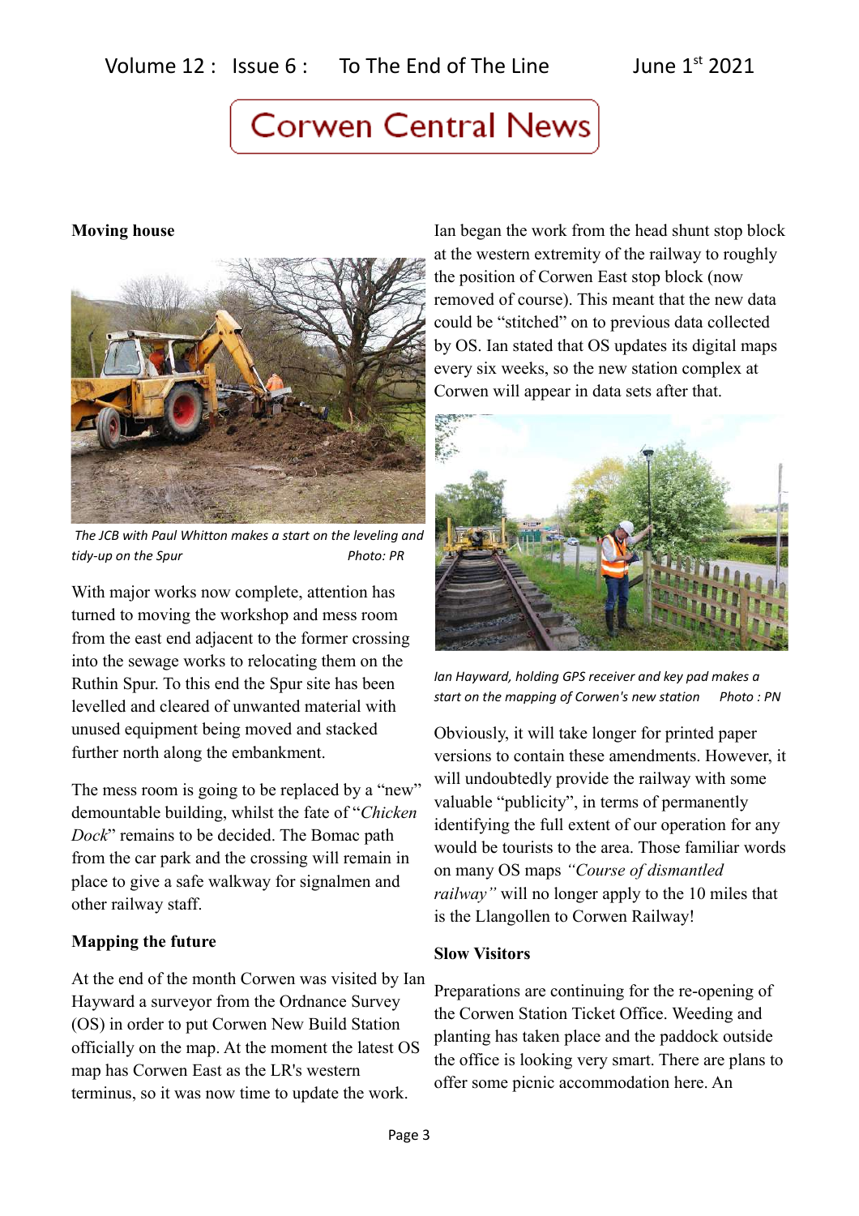# Corwen Central News

## Moving house

The JCB with Paul Whitton makes a start on the leveling and tidy-up on the Spur Photo: PR

With major works now complete, attention has turned to moving the workshop and mess room from the east end adjacent to the former crossing into the sewage works to relocating them on the Ruthin Spur. To this end the Spur site has been levelled and cleared of unwanted material with unused equipment being moved and stacked further north along the embankment.

The mess room is going to be replaced by a "new" demountable building, whilst the fate of "*Chicken Dock*" remains to be decided. The Bomac path from the car park and the crossing will remain in place to give a safe walkway for signalmen and other railway staff.

## Mapping the future

At the end of the month Corwen was visited by Ian Hayward a surveyor from the Ordnance Survey (OS) in order to put Corwen New Build Station officially on the map. At the moment the latest OS map has Corwen East as the LR's western terminus, so it was now time to update the work.

Ian began the work from the head shunt stop block at the western extremity of the railway to roughly the position of Corwen East stop block (now removed of course). This meant that the new data could be "stitched" on to previous data collected by OS. Ian stated that OS updates its digital maps every six weeks, so the new station complex at Corwen will appear in data sets after that.

*Ian Hayward, holding GPS receiver and key pad makes a start on the mapping of Corwen's new station Photo : PN*

Obviously, it will take longer for printed paper versions to contain these amendments. However, it will undoubtedly provide the railway with some valuable "publicity", in terms of permanently identifying the full extent of our operation for any would be tourists to the area. Those familiar words on many OS maps *"Course of dismantled railway"* will no longer apply to the 10 miles that is the Llangollen to Corwen Railway!

## Slow Visitors

Preparations are continuing for the re-opening of the Corwen Station Ticket Office. Weeding and planting has taken place and the paddock outside the office is looking very smart. There are plans to offer some picnic accommodation here. An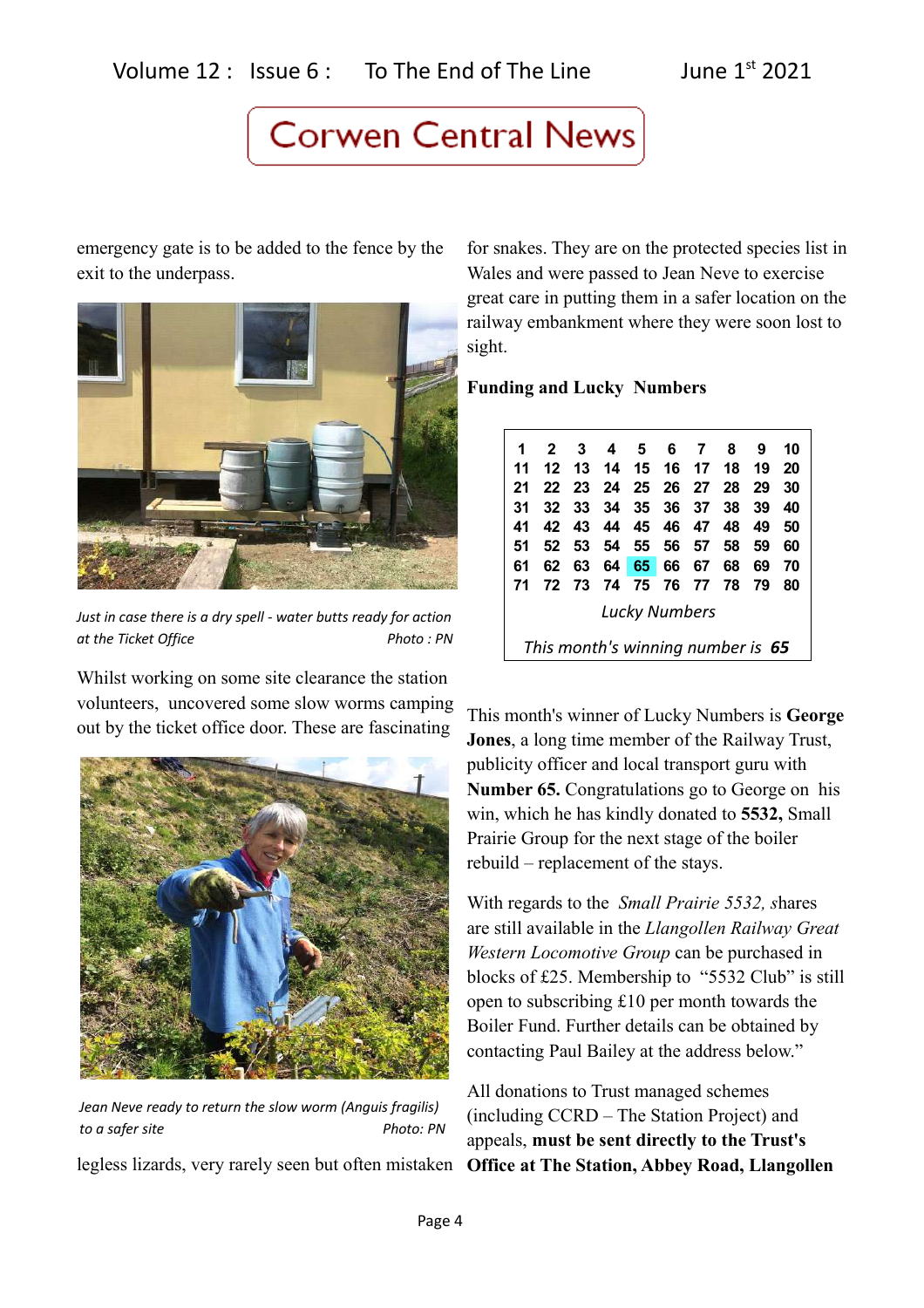emergency gate is to be added to the fence by the exit to the underpass.

*Just in case there is a dry spell - water butts ready for action at the Ticket Office* *Photo : PN*

Whilst working on some site clearance the station volunteers, uncovered some slow worms camping out by the ticket office door. These are fascinating legless lizards, very rarely seen but often mistaken for snakes. They are on the protected species list in Wales and were passed to Jean Neve to exercise great care in putting them in a safer location on the railway embankment where they were soon lost to sight.

*Jean Neve ready to return the slow worm (Anguis fragilis) to a safer site* *Photo: PN*

**Funding and Lucky Numbers**

| | | | | | | | | | |
|---|---|---|---|---|---|---|---|---|---|
| 1 | 2 | 3 | 4 | 5 | 6 | 7 | 8 | 9 | 10 |
| 11 | 12 | 13 | 14 | 15 | 16 | 17 | 18 | 19 | 20 |
| 21 | 22 | 23 | 24 | 25 | 26 | 27 | 28 | 29 | 30 |
| 31 | 32 | 33 | 34 | 35 | 36 | 37 | 38 | 39 | 40 |
| 41 | 42 | 43 | 44 | 45 | 46 | 47 | 48 | 49 | 50 |
| 51 | 52 | 53 | 54 | 55 | 56 | 57 | 58 | 59 | 60 |
| 61 | 62 | 63 | 64 | 65 | 66 | 67 | 68 | 69 | 70 |
| 71 | 72 | 73 | 74 | 75 | 76 | 77 | 78 | 79 | 80 |

*Lucky Numbers*

*This month's winning number is **65***

This month's winner of Lucky Numbers is **George Jones**, a long time member of the Railway Trust, publicity officer and local transport guru with **Number 65.** Congratulations go to George on his win, which he has kindly donated to **5532,** Small Prairie Group for the next stage of the boiler rebuild – replacement of the stays.

With regards to the *Small Prairie 5532, s*hares are still available in the *Llangollen Railway Great Western Locomotive Group* can be purchased in blocks of £25. Membership to "5532 Club" is still open to subscribing £10 per month towards the Boiler Fund. Further details can be obtained by contacting Paul Bailey at the address below."

All donations to Trust managed schemes (including CCRD – The Station Project) and appeals, **must be sent directly to the Trust's Office at The Station, Abbey Road, Llangollen**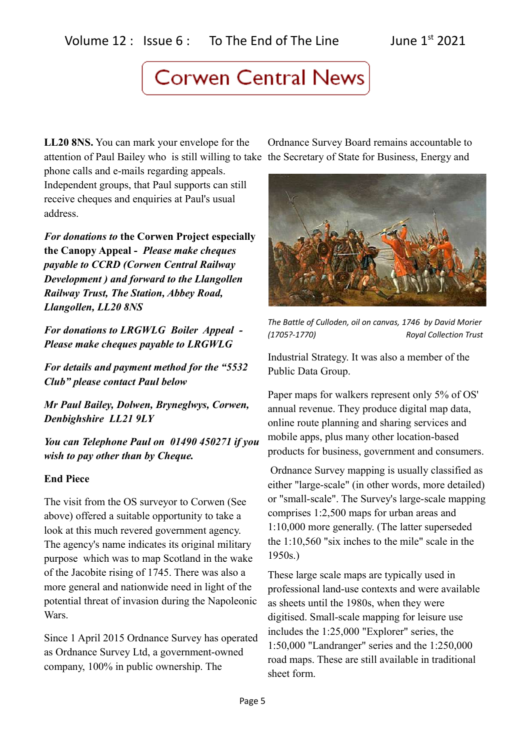**LL20 8NS.** You can mark your envelope for the attention of Paul Bailey who is still willing to take phone calls and e-mails regarding appeals. Independent groups, that Paul supports can still receive cheques and enquiries at Paul's usual address.

***For donations to* the Corwen Project especially the Canopy Appeal -** ***Please make cheques payable to CCRD (Corwen Central Railway Development ) and forward to the Llangollen Railway Trust, The Station, Abbey Road, Llangollen, LL20 8NS***

***For donations to LRGWLG Boiler Appeal - Please make cheques payable to LRGWLG***

***For details and payment method for the "5532 Club" please contact Paul below***

***Mr Paul Bailey, Dolwen, Bryneglwys, Corwen, Denbighshire LL21 9LY***

***You can Telephone Paul on 01490 450271 if you wish to pay other than by Cheque.***

**End Piece**

The visit from the OS surveyor to Corwen (See above) offered a suitable opportunity to take a look at this much revered government agency. The agency's name indicates its original military purpose which was to map Scotland in the wake of the Jacobite rising of 1745. There was also a more general and nationwide need in light of the potential threat of invasion during the Napoleonic Wars.

Since 1 April 2015 Ordnance Survey has operated as Ordnance Survey Ltd, a government-owned company, 100% in public ownership. The Ordnance Survey Board remains accountable to the Secretary of State for Business, Energy and Industrial Strategy. It was also a member of the Public Data Group.

*The Battle of Culloden, oil on canvas, 1746 by David Morier (1705?-1770) Royal Collection Trust*

Paper maps for walkers represent only 5% of OS' annual revenue. They produce digital map data, online route planning and sharing services and mobile apps, plus many other location-based products for business, government and consumers.

Ordnance Survey mapping is usually classified as either "large-scale" (in other words, more detailed) or "small-scale". The Survey's large-scale mapping comprises 1:2,500 maps for urban areas and 1:10,000 more generally. (The latter superseded the 1:10,560 "six inches to the mile" scale in the 1950s.)

These large scale maps are typically used in professional land-use contexts and were available as sheets until the 1980s, when they were digitised. Small-scale mapping for leisure use includes the 1:25,000 "Explorer" series, the 1:50,000 "Landranger" series and the 1:250,000 road maps. These are still available in traditional sheet form.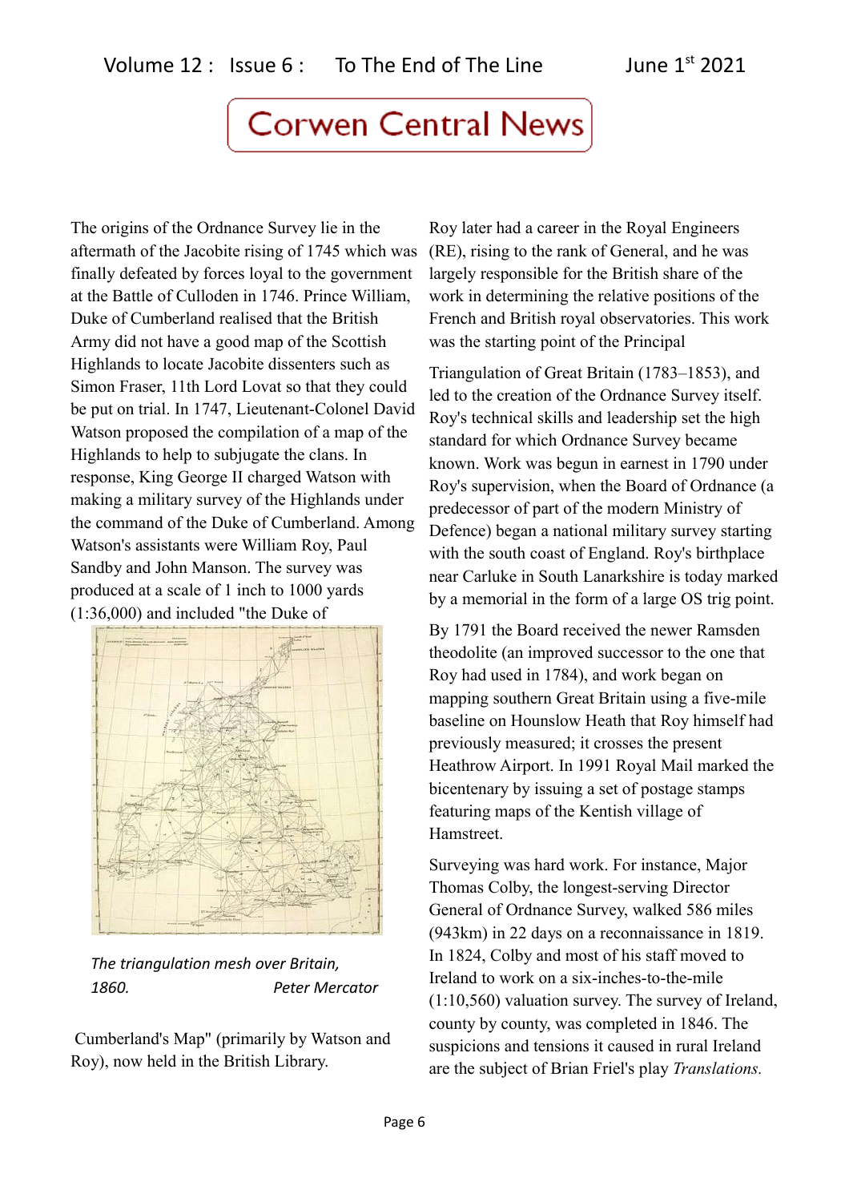The origins of the Ordnance Survey lie in the aftermath of the Jacobite rising of 1745 which was finally defeated by forces loyal to the government at the Battle of Culloden in 1746. Prince William, Duke of Cumberland realised that the British Army did not have a good map of the Scottish Highlands to locate Jacobite dissenters such as Simon Fraser, 11th Lord Lovat so that they could be put on trial. In 1747, Lieutenant-Colonel David Watson proposed the compilation of a map of the Highlands to help to subjugate the clans. In response, King George II charged Watson with making a military survey of the Highlands under the command of the Duke of Cumberland. Among Watson's assistants were William Roy, Paul Sandby and John Manson. The survey was produced at a scale of 1 inch to 1000 yards (1:36,000) and included "the Duke of Cumberland's Map" (primarily by Watson and Roy), now held in the British Library.

*The triangulation mesh over Britain, 1860.* *Peter Mercator*

Roy later had a career in the Royal Engineers (RE), rising to the rank of General, and he was largely responsible for the British share of the work in determining the relative positions of the French and British royal observatories. This work was the starting point of the Principal Triangulation of Great Britain (1783–1853), and led to the creation of the Ordnance Survey itself. Roy's technical skills and leadership set the high standard for which Ordnance Survey became known. Work was begun in earnest in 1790 under Roy's supervision, when the Board of Ordnance (a predecessor of part of the modern Ministry of Defence) began a national military survey starting with the south coast of England. Roy's birthplace near Carluke in South Lanarkshire is today marked by a memorial in the form of a large OS trig point.

By 1791 the Board received the newer Ramsden theodolite (an improved successor to the one that Roy had used in 1784), and work began on mapping southern Great Britain using a five-mile baseline on Hounslow Heath that Roy himself had previously measured; it crosses the present Heathrow Airport. In 1991 Royal Mail marked the bicentenary by issuing a set of postage stamps featuring maps of the Kentish village of Hamstreet.

Surveying was hard work. For instance, Major Thomas Colby, the longest-serving Director General of Ordnance Survey, walked 586 miles (943km) in 22 days on a reconnaissance in 1819. In 1824, Colby and most of his staff moved to Ireland to work on a six-inches-to-the-mile (1:10,560) valuation survey. The survey of Ireland, county by county, was completed in 1846. The suspicions and tensions it caused in rural Ireland are the subject of Brian Friel's play *Translations.*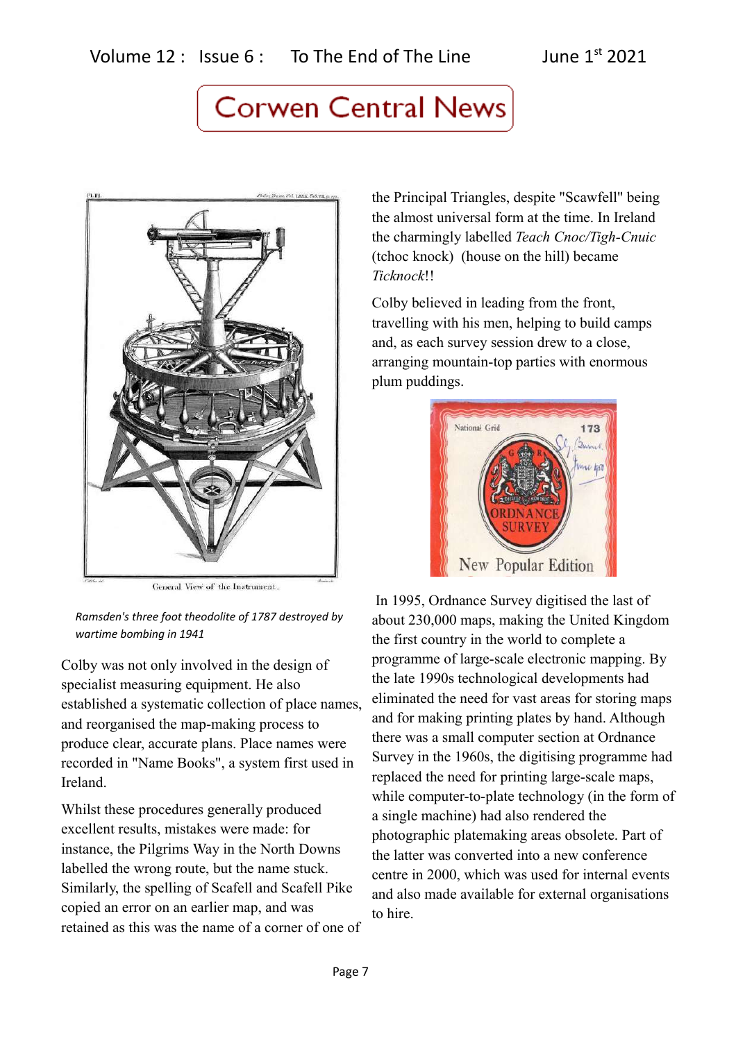*Ramsden's three foot theodolite of 1787 destroyed by wartime bombing in 1941*

Colby was not only involved in the design of specialist measuring equipment. He also established a systematic collection of place names, and reorganised the map-making process to produce clear, accurate plans. Place names were recorded in "Name Books", a system first used in Ireland.

Whilst these procedures generally produced excellent results, mistakes were made: for instance, the Pilgrims Way in the North Downs labelled the wrong route, but the name stuck. Similarly, the spelling of Scafell and Scafell Pike copied an error on an earlier map, and was retained as this was the name of a corner of one of the Principal Triangles, despite "Scawfell" being the almost universal form at the time. In Ireland the charmingly labelled *Teach Cnoc/Tigh-Cnuic* (tchoc knock) (house on the hill) became *Ticknock*!!

Colby believed in leading from the front, travelling with his men, helping to build camps and, as each survey session drew to a close, arranging mountain-top parties with enormous plum puddings.

In 1995, Ordnance Survey digitised the last of about 230,000 maps, making the United Kingdom the first country in the world to complete a programme of large-scale electronic mapping. By the late 1990s technological developments had eliminated the need for vast areas for storing maps and for making printing plates by hand. Although there was a small computer section at Ordnance Survey in the 1960s, the digitising programme had replaced the need for printing large-scale maps, while computer-to-plate technology (in the form of a single machine) had also rendered the photographic platemaking areas obsolete. Part of the latter was converted into a new conference centre in 2000, which was used for internal events and also made available for external organisations to hire.